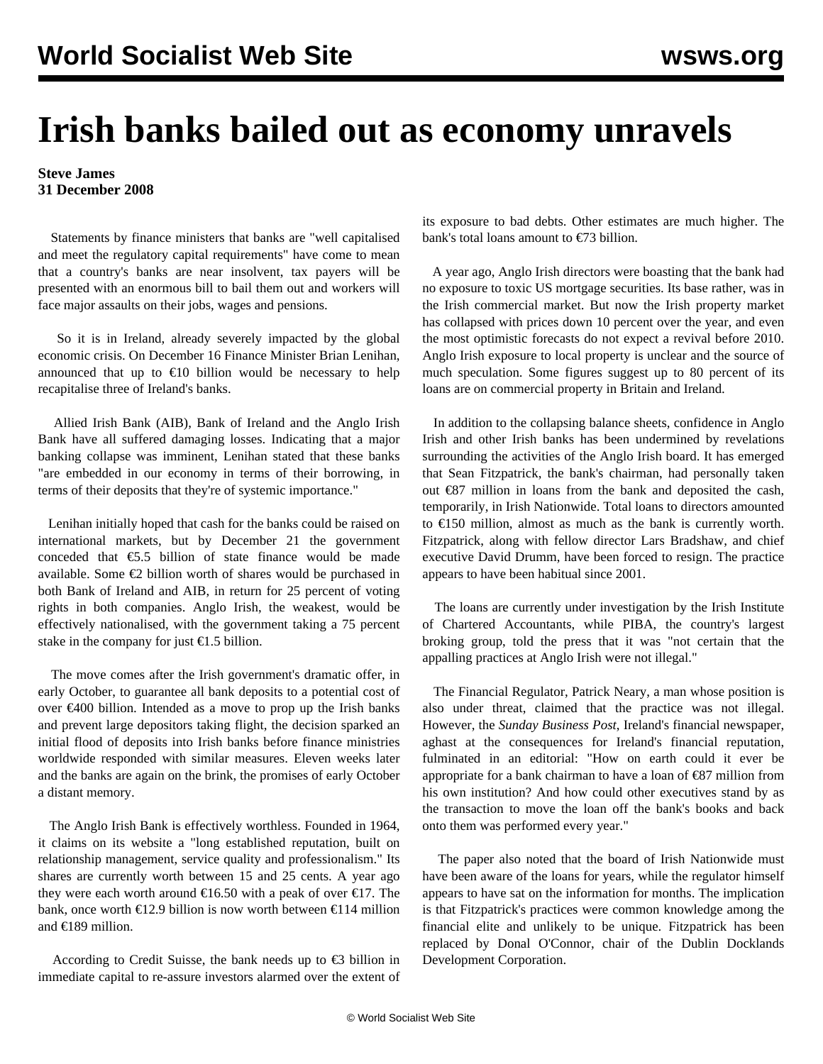# Irish banks bailed out as economy unravels

**Steve James**
**31 December 2008**

Statements by finance ministers that banks are "well capitalised and meet the regulatory capital requirements" have come to mean that a country's banks are near insolvent, tax payers will be presented with an enormous bill to bail them out and workers will face major assaults on their jobs, wages and pensions.

So it is in Ireland, already severely impacted by the global economic crisis. On December 16 Finance Minister Brian Lenihan, announced that up to €10 billion would be necessary to help recapitalise three of Ireland's banks.

Allied Irish Bank (AIB), Bank of Ireland and the Anglo Irish Bank have all suffered damaging losses. Indicating that a major banking collapse was imminent, Lenihan stated that these banks "are embedded in our economy in terms of their borrowing, in terms of their deposits that they're of systemic importance."

Lenihan initially hoped that cash for the banks could be raised on international markets, but by December 21 the government conceded that €5.5 billion of state finance would be made available. Some €2 billion worth of shares would be purchased in both Bank of Ireland and AIB, in return for 25 percent of voting rights in both companies. Anglo Irish, the weakest, would be effectively nationalised, with the government taking a 75 percent stake in the company for just €1.5 billion.

The move comes after the Irish government's dramatic offer, in early October, to guarantee all bank deposits to a potential cost of over €400 billion. Intended as a move to prop up the Irish banks and prevent large depositors taking flight, the decision sparked an initial flood of deposits into Irish banks before finance ministries worldwide responded with similar measures. Eleven weeks later and the banks are again on the brink, the promises of early October a distant memory.

The Anglo Irish Bank is effectively worthless. Founded in 1964, it claims on its website a "long established reputation, built on relationship management, service quality and professionalism." Its shares are currently worth between 15 and 25 cents. A year ago they were each worth around €16.50 with a peak of over €17. The bank, once worth €12.9 billion is now worth between €114 million and €189 million.

According to Credit Suisse, the bank needs up to €3 billion in immediate capital to re-assure investors alarmed over the extent of its exposure to bad debts. Other estimates are much higher. The bank's total loans amount to €73 billion.

A year ago, Anglo Irish directors were boasting that the bank had no exposure to toxic US mortgage securities. Its base rather, was in the Irish commercial market. But now the Irish property market has collapsed with prices down 10 percent over the year, and even the most optimistic forecasts do not expect a revival before 2010. Anglo Irish exposure to local property is unclear and the source of much speculation. Some figures suggest up to 80 percent of its loans are on commercial property in Britain and Ireland.

In addition to the collapsing balance sheets, confidence in Anglo Irish and other Irish banks has been undermined by revelations surrounding the activities of the Anglo Irish board. It has emerged that Sean Fitzpatrick, the bank's chairman, had personally taken out €87 million in loans from the bank and deposited the cash, temporarily, in Irish Nationwide. Total loans to directors amounted to €150 million, almost as much as the bank is currently worth. Fitzpatrick, along with fellow director Lars Bradshaw, and chief executive David Drumm, have been forced to resign. The practice appears to have been habitual since 2001.

The loans are currently under investigation by the Irish Institute of Chartered Accountants, while PIBA, the country's largest broking group, told the press that it was "not certain that the appalling practices at Anglo Irish were not illegal."

The Financial Regulator, Patrick Neary, a man whose position is also under threat, claimed that the practice was not illegal. However, the *Sunday Business Post*, Ireland's financial newspaper, aghast at the consequences for Ireland's financial reputation, fulminated in an editorial: "How on earth could it ever be appropriate for a bank chairman to have a loan of €87 million from his own institution? And how could other executives stand by as the transaction to move the loan off the bank's books and back onto them was performed every year."

The paper also noted that the board of Irish Nationwide must have been aware of the loans for years, while the regulator himself appears to have sat on the information for months. The implication is that Fitzpatrick's practices were common knowledge among the financial elite and unlikely to be unique. Fitzpatrick has been replaced by Donal O'Connor, chair of the Dublin Docklands Development Corporation.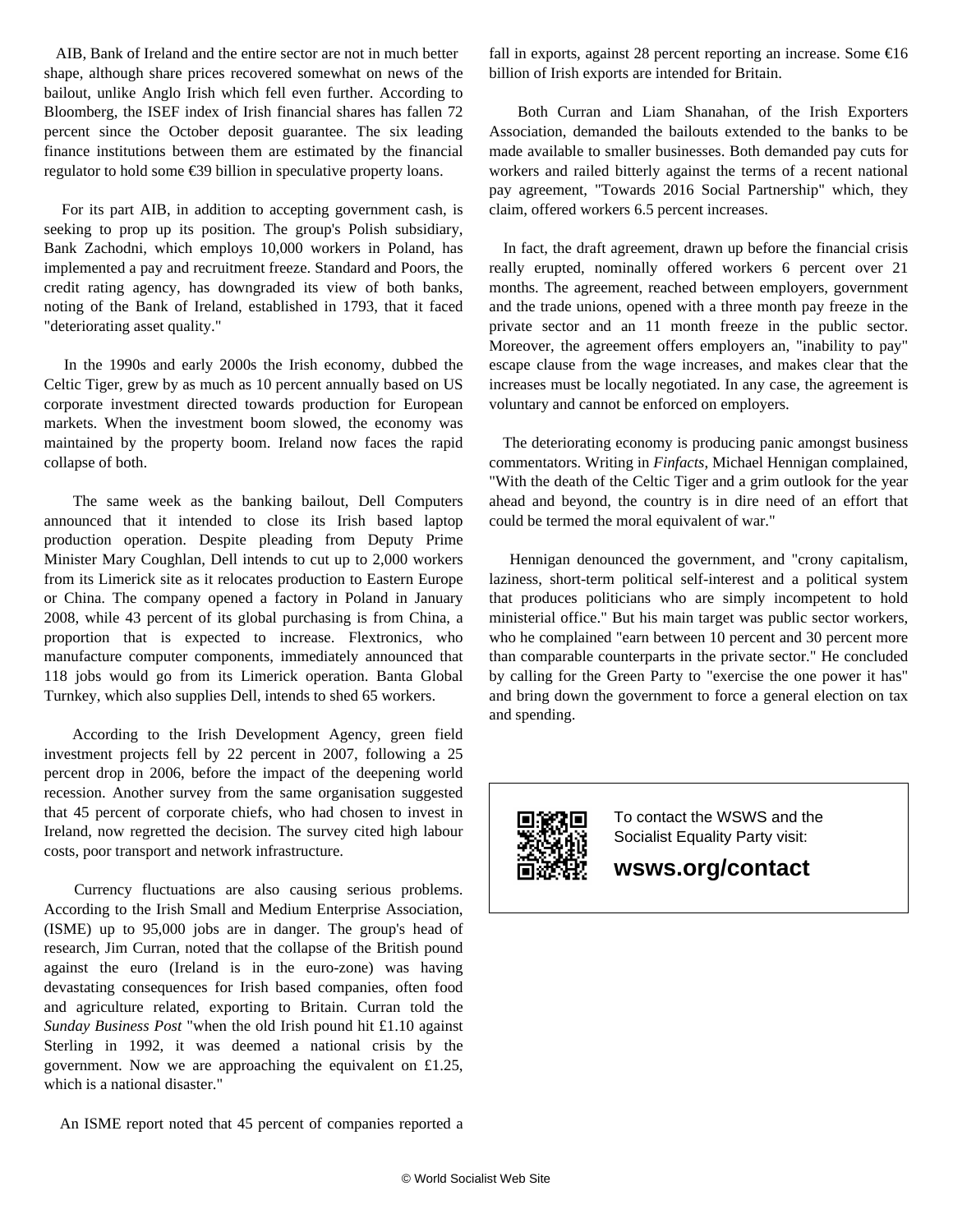AIB, Bank of Ireland and the entire sector are not in much better shape, although share prices recovered somewhat on news of the bailout, unlike Anglo Irish which fell even further. According to Bloomberg, the ISEF index of Irish financial shares has fallen 72 percent since the October deposit guarantee. The six leading finance institutions between them are estimated by the financial regulator to hold some €39 billion in speculative property loans.

For its part AIB, in addition to accepting government cash, is seeking to prop up its position. The group's Polish subsidiary, Bank Zachodni, which employs 10,000 workers in Poland, has implemented a pay and recruitment freeze. Standard and Poors, the credit rating agency, has downgraded its view of both banks, noting of the Bank of Ireland, established in 1793, that it faced "deteriorating asset quality."

In the 1990s and early 2000s the Irish economy, dubbed the Celtic Tiger, grew by as much as 10 percent annually based on US corporate investment directed towards production for European markets. When the investment boom slowed, the economy was maintained by the property boom. Ireland now faces the rapid collapse of both.

The same week as the banking bailout, Dell Computers announced that it intended to close its Irish based laptop production operation. Despite pleading from Deputy Prime Minister Mary Coughlan, Dell intends to cut up to 2,000 workers from its Limerick site as it relocates production to Eastern Europe or China. The company opened a factory in Poland in January 2008, while 43 percent of its global purchasing is from China, a proportion that is expected to increase. Flextronics, who manufacture computer components, immediately announced that 118 jobs would go from its Limerick operation. Banta Global Turnkey, which also supplies Dell, intends to shed 65 workers.

According to the Irish Development Agency, green field investment projects fell by 22 percent in 2007, following a 25 percent drop in 2006, before the impact of the deepening world recession. Another survey from the same organisation suggested that 45 percent of corporate chiefs, who had chosen to invest in Ireland, now regretted the decision. The survey cited high labour costs, poor transport and network infrastructure.

Currency fluctuations are also causing serious problems. According to the Irish Small and Medium Enterprise Association, (ISME) up to 95,000 jobs are in danger. The group's head of research, Jim Curran, noted that the collapse of the British pound against the euro (Ireland is in the euro-zone) was having devastating consequences for Irish based companies, often food and agriculture related, exporting to Britain. Curran told the *Sunday Business Post* "when the old Irish pound hit £1.10 against Sterling in 1992, it was deemed a national crisis by the government. Now we are approaching the equivalent on £1.25, which is a national disaster."

An ISME report noted that 45 percent of companies reported a fall in exports, against 28 percent reporting an increase. Some €16 billion of Irish exports are intended for Britain.

Both Curran and Liam Shanahan, of the Irish Exporters Association, demanded the bailouts extended to the banks to be made available to smaller businesses. Both demanded pay cuts for workers and railed bitterly against the terms of a recent national pay agreement, "Towards 2016 Social Partnership" which, they claim, offered workers 6.5 percent increases.

In fact, the draft agreement, drawn up before the financial crisis really erupted, nominally offered workers 6 percent over 21 months. The agreement, reached between employers, government and the trade unions, opened with a three month pay freeze in the private sector and an 11 month freeze in the public sector. Moreover, the agreement offers employers an, "inability to pay" escape clause from the wage increases, and makes clear that the increases must be locally negotiated. In any case, the agreement is voluntary and cannot be enforced on employers.

The deteriorating economy is producing panic amongst business commentators. Writing in *Finfacts*, Michael Hennigan complained, "With the death of the Celtic Tiger and a grim outlook for the year ahead and beyond, the country is in dire need of an effort that could be termed the moral equivalent of war."

Hennigan denounced the government, and "crony capitalism, laziness, short-term political self-interest and a political system that produces politicians who are simply incompetent to hold ministerial office." But his main target was public sector workers, who he complained "earn between 10 percent and 30 percent more than comparable counterparts in the private sector." He concluded by calling for the Green Party to "exercise the one power it has" and bring down the government to force a general election on tax and spending.

To contact the WSWS and the Socialist Equality Party visit:

**wsws.org/contact**